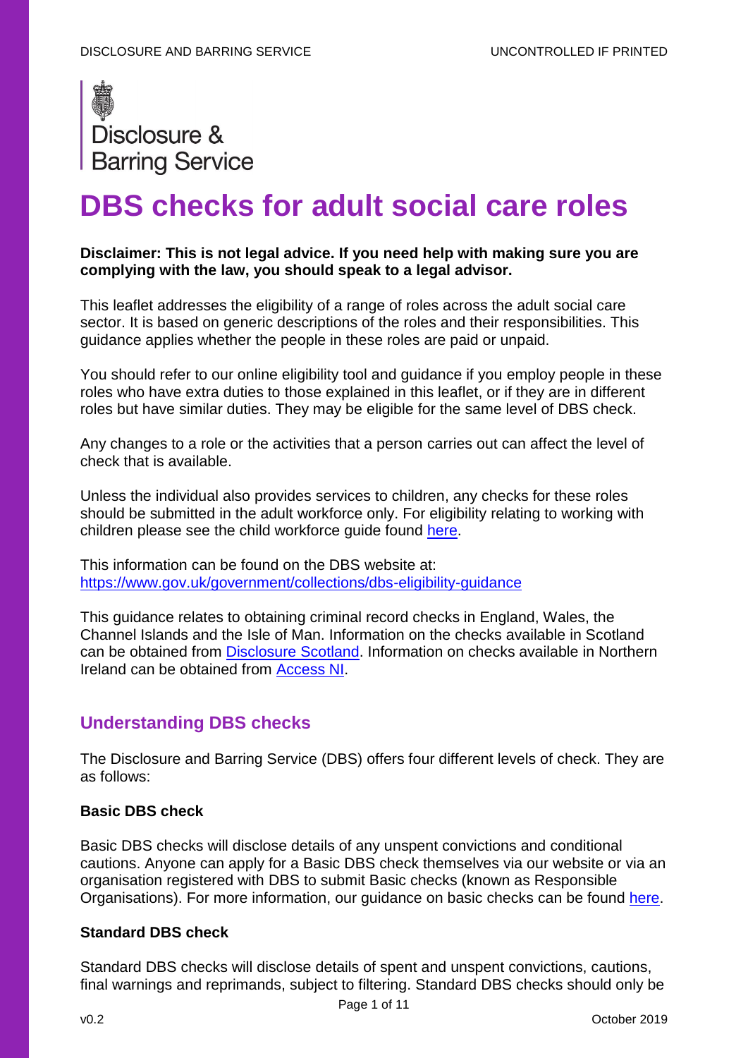Disclosure & Barring Service

# DBS checks for adult social care roles

**Disclaimer: This is not legal advice. If you need help with making sure you are complying with the law, you should speak to a legal advisor.**

This leaflet addresses the eligibility of a range of roles across the adult social care sector. It is based on generic descriptions of the roles and their responsibilities. This guidance applies whether the people in these roles are paid or unpaid.

You should refer to our online eligibility tool and guidance if you employ people in these roles who have extra duties to those explained in this leaflet, or if they are in different roles but have similar duties. They may be eligible for the same level of DBS check.

Any changes to a role or the activities that a person carries out can affect the level of check that is available.

Unless the individual also provides services to children, any checks for these roles should be submitted in the adult workforce only. For eligibility relating to working with children please see the child workforce guide found [here](here).

This information can be found on the DBS website at: https://www.gov.uk/government/collections/dbs-eligibility-guidance

This guidance relates to obtaining criminal record checks in England, Wales, the Channel Islands and the Isle of Man. Information on the checks available in Scotland can be obtained from [Disclosure Scotland](Disclosure Scotland). Information on checks available in Northern Ireland can be obtained from [Access NI](Access NI).

## Understanding DBS checks

The Disclosure and Barring Service (DBS) offers four different levels of check. They are as follows:

**Basic DBS check**

Basic DBS checks will disclose details of any unspent convictions and conditional cautions. Anyone can apply for a Basic DBS check themselves via our website or via an organisation registered with DBS to submit Basic checks (known as Responsible Organisations). For more information, our guidance on basic checks can be found [here](here).

**Standard DBS check**

Standard DBS checks will disclose details of spent and unspent convictions, cautions, final warnings and reprimands, subject to filtering. Standard DBS checks should only be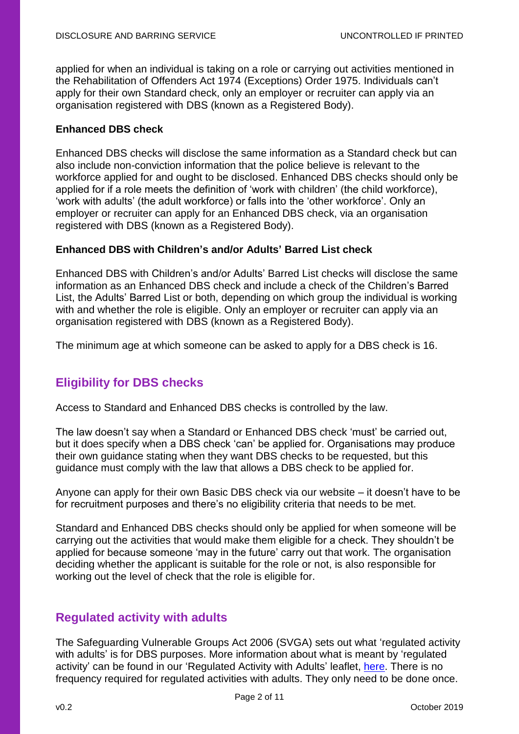applied for when an individual is taking on a role or carrying out activities mentioned in the Rehabilitation of Offenders Act 1974 (Exceptions) Order 1975. Individuals can't apply for their own Standard check, only an employer or recruiter can apply via an organisation registered with DBS (known as a Registered Body).

**Enhanced DBS check**

Enhanced DBS checks will disclose the same information as a Standard check but can also include non-conviction information that the police believe is relevant to the workforce applied for and ought to be disclosed. Enhanced DBS checks should only be applied for if a role meets the definition of 'work with children' (the child workforce), 'work with adults' (the adult workforce) or falls into the 'other workforce'. Only an employer or recruiter can apply for an Enhanced DBS check, via an organisation registered with DBS (known as a Registered Body).

**Enhanced DBS with Children's and/or Adults' Barred List check**

Enhanced DBS with Children's and/or Adults' Barred List checks will disclose the same information as an Enhanced DBS check and include a check of the Children's Barred List, the Adults' Barred List or both, depending on which group the individual is working with and whether the role is eligible. Only an employer or recruiter can apply via an organisation registered with DBS (known as a Registered Body).

The minimum age at which someone can be asked to apply for a DBS check is 16.

## Eligibility for DBS checks

Access to Standard and Enhanced DBS checks is controlled by the law.

The law doesn't say when a Standard or Enhanced DBS check 'must' be carried out, but it does specify when a DBS check 'can' be applied for. Organisations may produce their own guidance stating when they want DBS checks to be requested, but this guidance must comply with the law that allows a DBS check to be applied for.

Anyone can apply for their own Basic DBS check via our website – it doesn't have to be for recruitment purposes and there's no eligibility criteria that needs to be met.

Standard and Enhanced DBS checks should only be applied for when someone will be carrying out the activities that would make them eligible for a check. They shouldn't be applied for because someone 'may in the future' carry out that work. The organisation deciding whether the applicant is suitable for the role or not, is also responsible for working out the level of check that the role is eligible for.

## Regulated activity with adults

The Safeguarding Vulnerable Groups Act 2006 (SVGA) sets out what 'regulated activity with adults' is for DBS purposes. More information about what is meant by 'regulated activity' can be found in our 'Regulated Activity with Adults' leaflet, here. There is no frequency required for regulated activities with adults. They only need to be done once.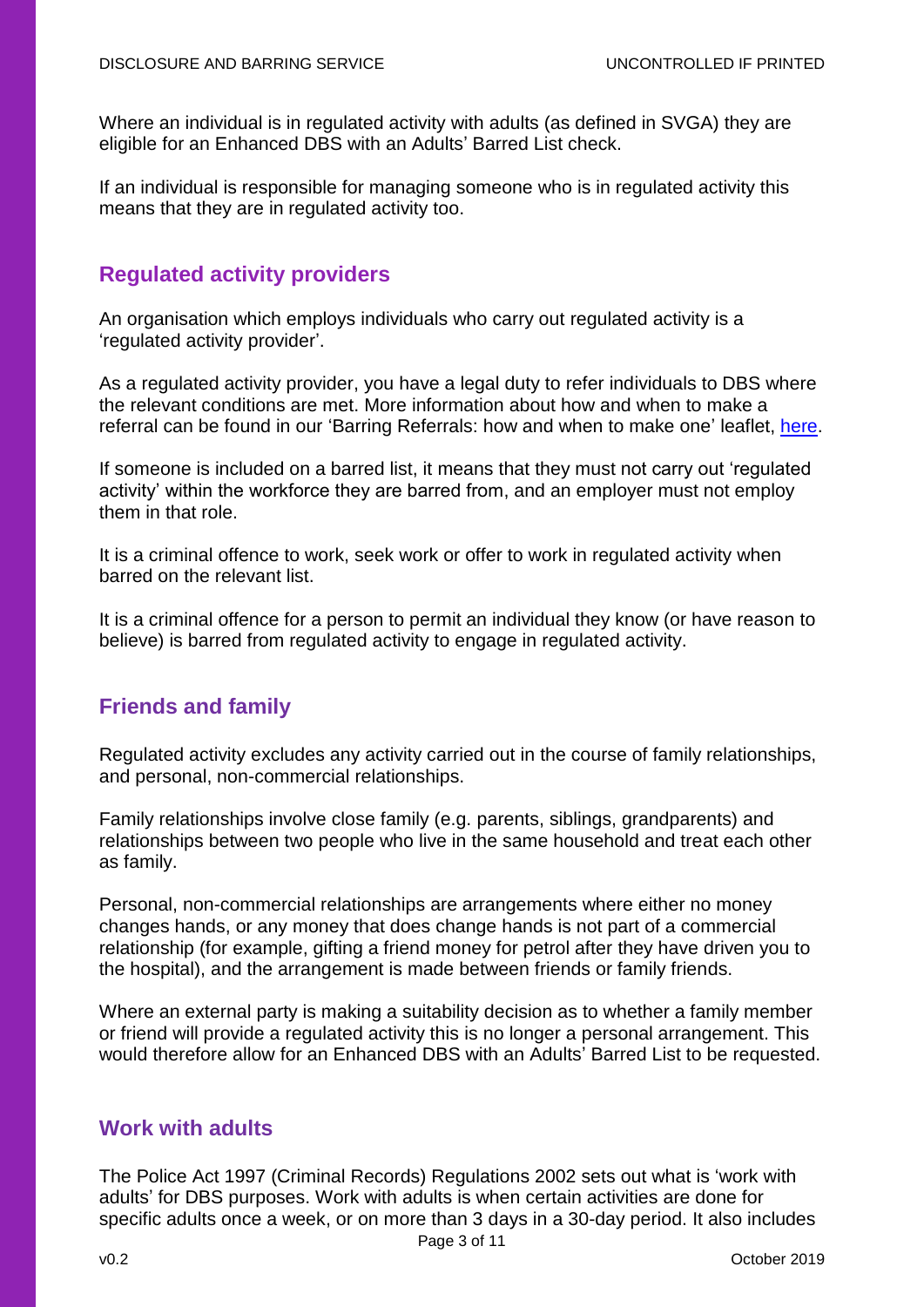Where an individual is in regulated activity with adults (as defined in SVGA) they are eligible for an Enhanced DBS with an Adults' Barred List check.

If an individual is responsible for managing someone who is in regulated activity this means that they are in regulated activity too.

## Regulated activity providers

An organisation which employs individuals who carry out regulated activity is a 'regulated activity provider'.

As a regulated activity provider, you have a legal duty to refer individuals to DBS where the relevant conditions are met. More information about how and when to make a referral can be found in our 'Barring Referrals: how and when to make one' leaflet, here.

If someone is included on a barred list, it means that they must not carry out 'regulated activity' within the workforce they are barred from, and an employer must not employ them in that role.

It is a criminal offence to work, seek work or offer to work in regulated activity when barred on the relevant list.

It is a criminal offence for a person to permit an individual they know (or have reason to believe) is barred from regulated activity to engage in regulated activity.

## Friends and family

Regulated activity excludes any activity carried out in the course of family relationships, and personal, non-commercial relationships.

Family relationships involve close family (e.g. parents, siblings, grandparents) and relationships between two people who live in the same household and treat each other as family.

Personal, non-commercial relationships are arrangements where either no money changes hands, or any money that does change hands is not part of a commercial relationship (for example, gifting a friend money for petrol after they have driven you to the hospital), and the arrangement is made between friends or family friends.

Where an external party is making a suitability decision as to whether a family member or friend will provide a regulated activity this is no longer a personal arrangement. This would therefore allow for an Enhanced DBS with an Adults' Barred List to be requested.

## Work with adults

The Police Act 1997 (Criminal Records) Regulations 2002 sets out what is 'work with adults' for DBS purposes. Work with adults is when certain activities are done for specific adults once a week, or on more than 3 days in a 30-day period. It also includes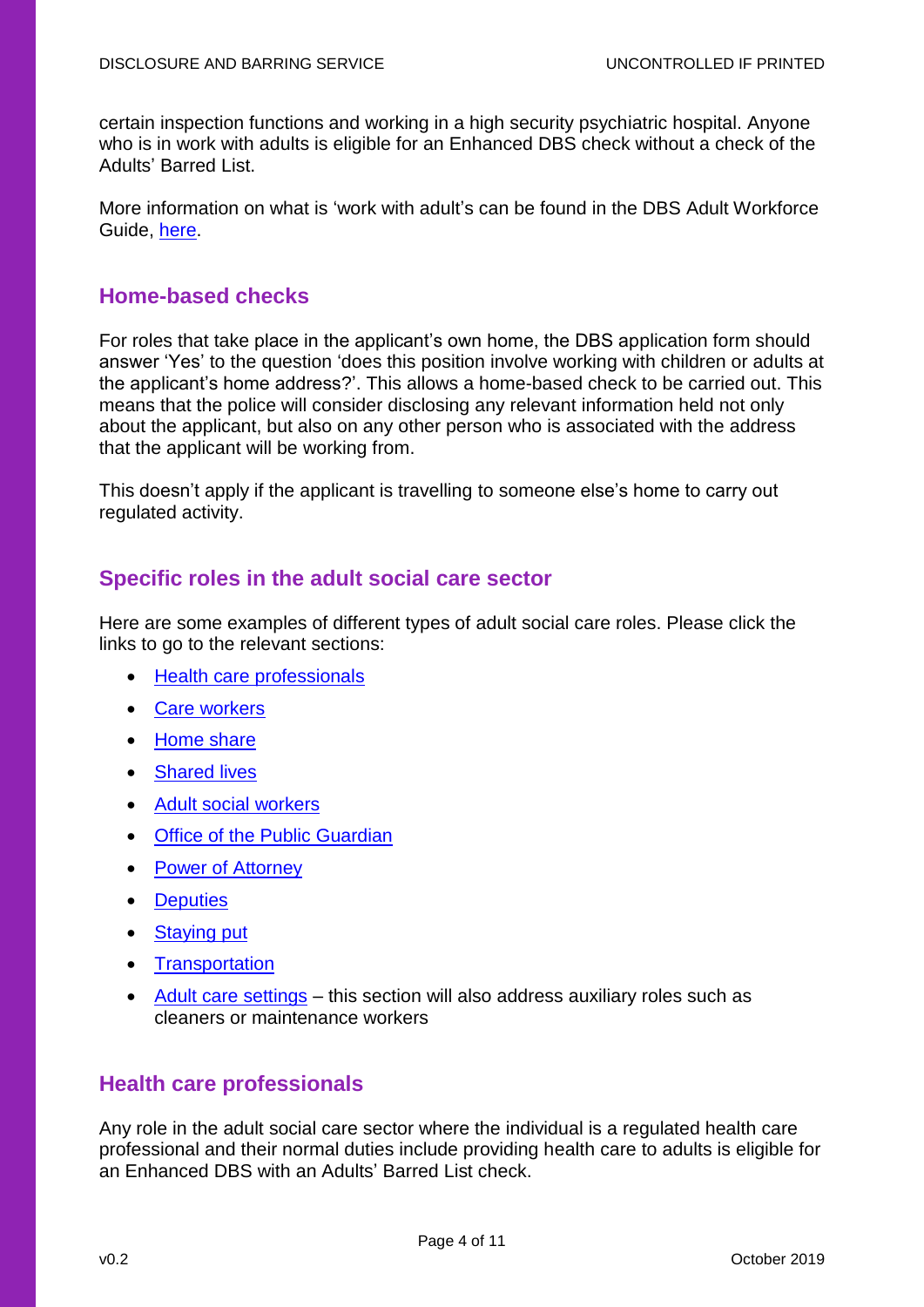certain inspection functions and working in a high security psychiatric hospital. Anyone who is in work with adults is eligible for an Enhanced DBS check without a check of the Adults' Barred List.

More information on what is 'work with adult's can be found in the DBS Adult Workforce Guide, here.

## Home-based checks

For roles that take place in the applicant's own home, the DBS application form should answer 'Yes' to the question 'does this position involve working with children or adults at the applicant's home address?'. This allows a home-based check to be carried out. This means that the police will consider disclosing any relevant information held not only about the applicant, but also on any other person who is associated with the address that the applicant will be working from.

This doesn't apply if the applicant is travelling to someone else's home to carry out regulated activity.

## Specific roles in the adult social care sector

Here are some examples of different types of adult social care roles. Please click the links to go to the relevant sections:

- Health care professionals
- Care workers
- Home share
- Shared lives
- Adult social workers
- Office of the Public Guardian
- Power of Attorney
- Deputies
- Staying put
- Transportation
- Adult care settings – this section will also address auxiliary roles such as cleaners or maintenance workers

## Health care professionals

Any role in the adult social care sector where the individual is a regulated health care professional and their normal duties include providing health care to adults is eligible for an Enhanced DBS with an Adults' Barred List check.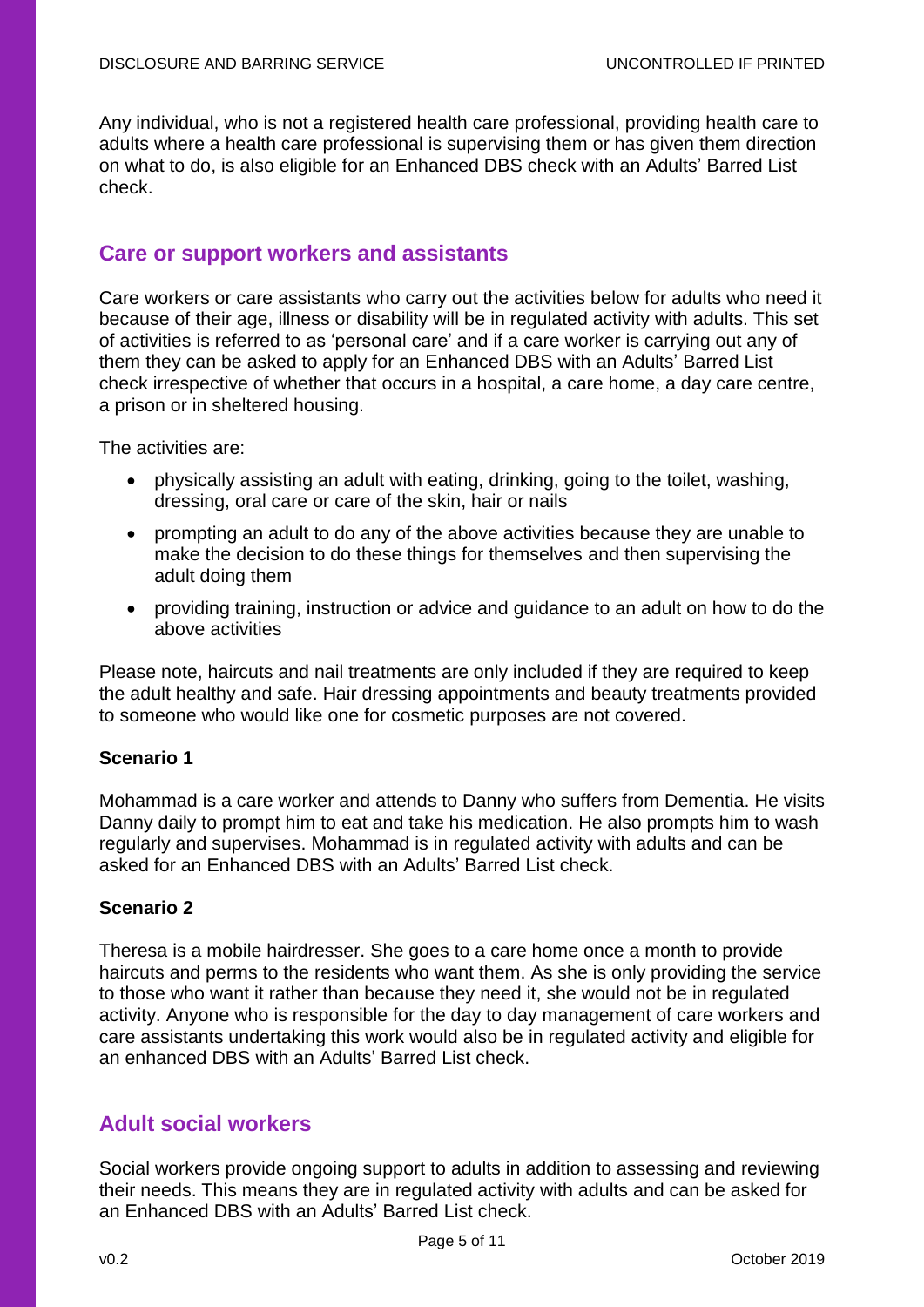Any individual, who is not a registered health care professional, providing health care to adults where a health care professional is supervising them or has given them direction on what to do, is also eligible for an Enhanced DBS check with an Adults' Barred List check.

## Care or support workers and assistants

Care workers or care assistants who carry out the activities below for adults who need it because of their age, illness or disability will be in regulated activity with adults. This set of activities is referred to as 'personal care' and if a care worker is carrying out any of them they can be asked to apply for an Enhanced DBS with an Adults' Barred List check irrespective of whether that occurs in a hospital, a care home, a day care centre, a prison or in sheltered housing.

The activities are:

- physically assisting an adult with eating, drinking, going to the toilet, washing, dressing, oral care or care of the skin, hair or nails
- prompting an adult to do any of the above activities because they are unable to make the decision to do these things for themselves and then supervising the adult doing them
- providing training, instruction or advice and guidance to an adult on how to do the above activities

Please note, haircuts and nail treatments are only included if they are required to keep the adult healthy and safe. Hair dressing appointments and beauty treatments provided to someone who would like one for cosmetic purposes are not covered.

**Scenario 1**

Mohammad is a care worker and attends to Danny who suffers from Dementia. He visits Danny daily to prompt him to eat and take his medication. He also prompts him to wash regularly and supervises. Mohammad is in regulated activity with adults and can be asked for an Enhanced DBS with an Adults' Barred List check.

**Scenario 2**

Theresa is a mobile hairdresser. She goes to a care home once a month to provide haircuts and perms to the residents who want them. As she is only providing the service to those who want it rather than because they need it, she would not be in regulated activity. Anyone who is responsible for the day to day management of care workers and care assistants undertaking this work would also be in regulated activity and eligible for an enhanced DBS with an Adults' Barred List check.

## Adult social workers

Social workers provide ongoing support to adults in addition to assessing and reviewing their needs. This means they are in regulated activity with adults and can be asked for an Enhanced DBS with an Adults' Barred List check.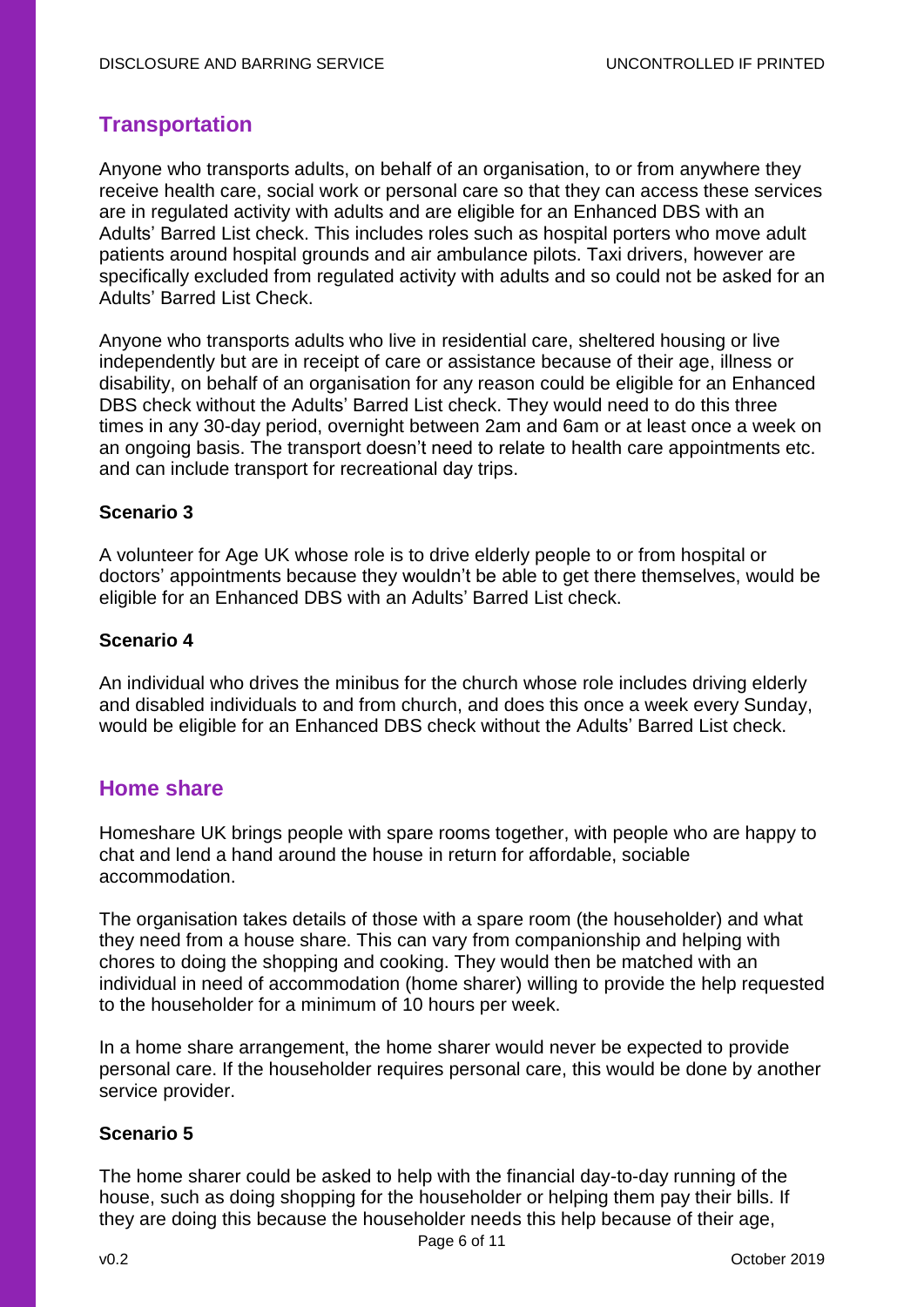## Transportation

Anyone who transports adults, on behalf of an organisation, to or from anywhere they receive health care, social work or personal care so that they can access these services are in regulated activity with adults and are eligible for an Enhanced DBS with an Adults' Barred List check. This includes roles such as hospital porters who move adult patients around hospital grounds and air ambulance pilots. Taxi drivers, however are specifically excluded from regulated activity with adults and so could not be asked for an Adults' Barred List Check.

Anyone who transports adults who live in residential care, sheltered housing or live independently but are in receipt of care or assistance because of their age, illness or disability, on behalf of an organisation for any reason could be eligible for an Enhanced DBS check without the Adults' Barred List check. They would need to do this three times in any 30-day period, overnight between 2am and 6am or at least once a week on an ongoing basis. The transport doesn't need to relate to health care appointments etc. and can include transport for recreational day trips.

**Scenario 3**

A volunteer for Age UK whose role is to drive elderly people to or from hospital or doctors' appointments because they wouldn't be able to get there themselves, would be eligible for an Enhanced DBS with an Adults' Barred List check.

**Scenario 4**

An individual who drives the minibus for the church whose role includes driving elderly and disabled individuals to and from church, and does this once a week every Sunday, would be eligible for an Enhanced DBS check without the Adults' Barred List check.

## Home share

Homeshare UK brings people with spare rooms together, with people who are happy to chat and lend a hand around the house in return for affordable, sociable accommodation.

The organisation takes details of those with a spare room (the householder) and what they need from a house share. This can vary from companionship and helping with chores to doing the shopping and cooking. They would then be matched with an individual in need of accommodation (home sharer) willing to provide the help requested to the householder for a minimum of 10 hours per week.

In a home share arrangement, the home sharer would never be expected to provide personal care. If the householder requires personal care, this would be done by another service provider.

**Scenario 5**

The home sharer could be asked to help with the financial day-to-day running of the house, such as doing shopping for the householder or helping them pay their bills. If they are doing this because the householder needs this help because of their age,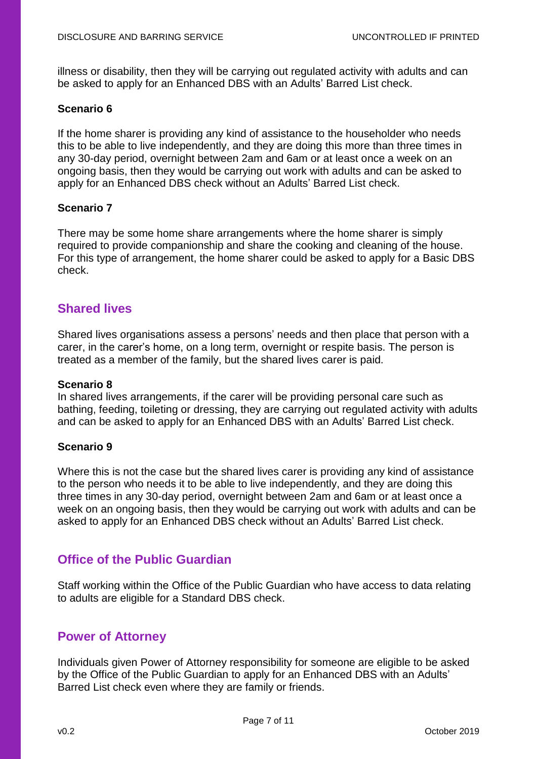illness or disability, then they will be carrying out regulated activity with adults and can be asked to apply for an Enhanced DBS with an Adults' Barred List check.

**Scenario 6**

If the home sharer is providing any kind of assistance to the householder who needs this to be able to live independently, and they are doing this more than three times in any 30-day period, overnight between 2am and 6am or at least once a week on an ongoing basis, then they would be carrying out work with adults and can be asked to apply for an Enhanced DBS check without an Adults' Barred List check.

**Scenario 7**

There may be some home share arrangements where the home sharer is simply required to provide companionship and share the cooking and cleaning of the house. For this type of arrangement, the home sharer could be asked to apply for a Basic DBS check.

## Shared lives

Shared lives organisations assess a persons' needs and then place that person with a carer, in the carer's home, on a long term, overnight or respite basis. The person is treated as a member of the family, but the shared lives carer is paid.

**Scenario 8**

In shared lives arrangements, if the carer will be providing personal care such as bathing, feeding, toileting or dressing, they are carrying out regulated activity with adults and can be asked to apply for an Enhanced DBS with an Adults' Barred List check.

**Scenario 9**

Where this is not the case but the shared lives carer is providing any kind of assistance to the person who needs it to be able to live independently, and they are doing this three times in any 30-day period, overnight between 2am and 6am or at least once a week on an ongoing basis, then they would be carrying out work with adults and can be asked to apply for an Enhanced DBS check without an Adults' Barred List check.

## Office of the Public Guardian

Staff working within the Office of the Public Guardian who have access to data relating to adults are eligible for a Standard DBS check.

## Power of Attorney

Individuals given Power of Attorney responsibility for someone are eligible to be asked by the Office of the Public Guardian to apply for an Enhanced DBS with an Adults' Barred List check even where they are family or friends.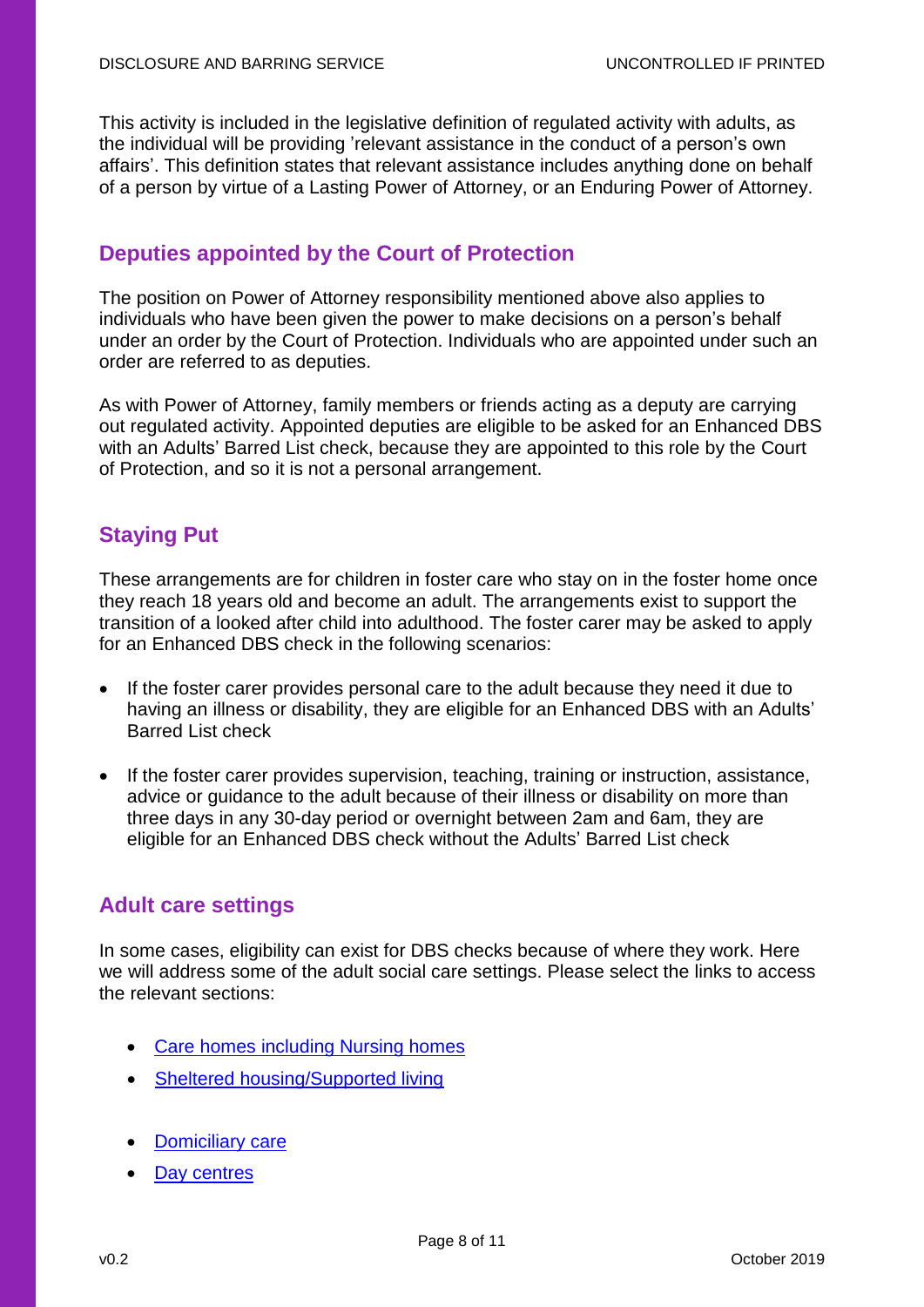This activity is included in the legislative definition of regulated activity with adults, as the individual will be providing 'relevant assistance in the conduct of a person's own affairs'. This definition states that relevant assistance includes anything done on behalf of a person by virtue of a Lasting Power of Attorney, or an Enduring Power of Attorney.

## Deputies appointed by the Court of Protection

The position on Power of Attorney responsibility mentioned above also applies to individuals who have been given the power to make decisions on a person's behalf under an order by the Court of Protection. Individuals who are appointed under such an order are referred to as deputies.

As with Power of Attorney, family members or friends acting as a deputy are carrying out regulated activity. Appointed deputies are eligible to be asked for an Enhanced DBS with an Adults' Barred List check, because they are appointed to this role by the Court of Protection, and so it is not a personal arrangement.

## Staying Put

These arrangements are for children in foster care who stay on in the foster home once they reach 18 years old and become an adult. The arrangements exist to support the transition of a looked after child into adulthood. The foster carer may be asked to apply for an Enhanced DBS check in the following scenarios:

- If the foster carer provides personal care to the adult because they need it due to having an illness or disability, they are eligible for an Enhanced DBS with an Adults' Barred List check
- If the foster carer provides supervision, teaching, training or instruction, assistance, advice or guidance to the adult because of their illness or disability on more than three days in any 30-day period or overnight between 2am and 6am, they are eligible for an Enhanced DBS check without the Adults' Barred List check

## Adult care settings

In some cases, eligibility can exist for DBS checks because of where they work. Here we will address some of the adult social care settings. Please select the links to access the relevant sections:

- Care homes including Nursing homes
- Sheltered housing/Supported living
- Domiciliary care
- Day centres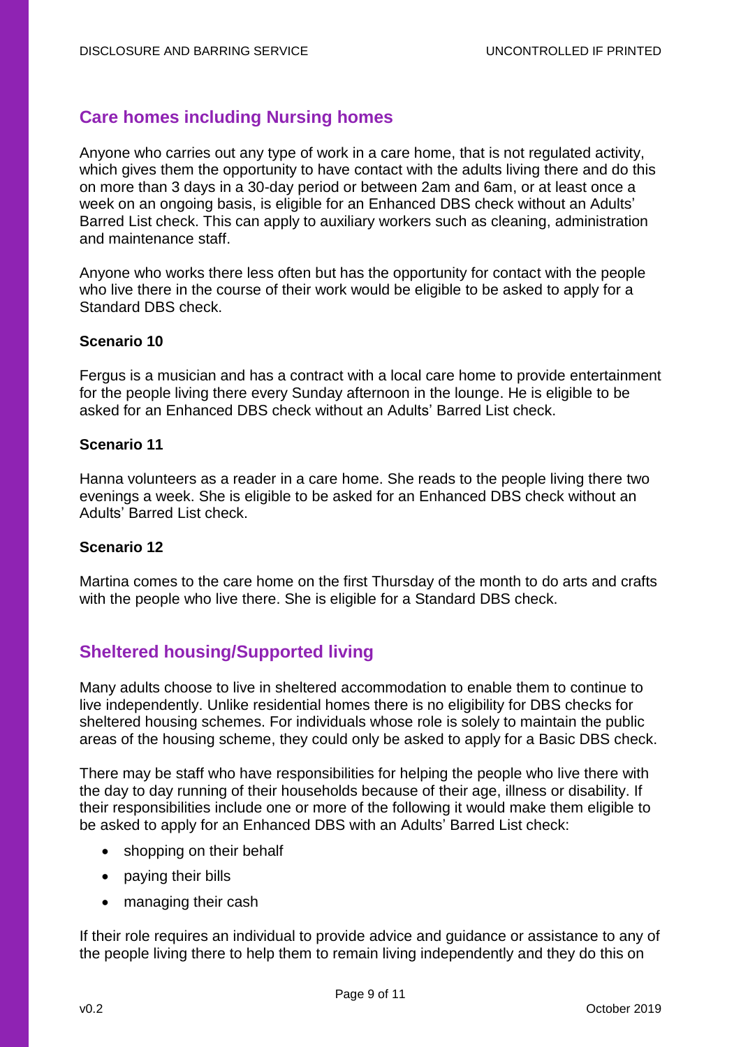## Care homes including Nursing homes

Anyone who carries out any type of work in a care home, that is not regulated activity, which gives them the opportunity to have contact with the adults living there and do this on more than 3 days in a 30-day period or between 2am and 6am, or at least once a week on an ongoing basis, is eligible for an Enhanced DBS check without an Adults' Barred List check. This can apply to auxiliary workers such as cleaning, administration and maintenance staff.

Anyone who works there less often but has the opportunity for contact with the people who live there in the course of their work would be eligible to be asked to apply for a Standard DBS check.

**Scenario 10**

Fergus is a musician and has a contract with a local care home to provide entertainment for the people living there every Sunday afternoon in the lounge. He is eligible to be asked for an Enhanced DBS check without an Adults' Barred List check.

**Scenario 11**

Hanna volunteers as a reader in a care home. She reads to the people living there two evenings a week. She is eligible to be asked for an Enhanced DBS check without an Adults' Barred List check.

**Scenario 12**

Martina comes to the care home on the first Thursday of the month to do arts and crafts with the people who live there. She is eligible for a Standard DBS check.

## Sheltered housing/Supported living

Many adults choose to live in sheltered accommodation to enable them to continue to live independently. Unlike residential homes there is no eligibility for DBS checks for sheltered housing schemes. For individuals whose role is solely to maintain the public areas of the housing scheme, they could only be asked to apply for a Basic DBS check.

There may be staff who have responsibilities for helping the people who live there with the day to day running of their households because of their age, illness or disability. If their responsibilities include one or more of the following it would make them eligible to be asked to apply for an Enhanced DBS with an Adults' Barred List check:

- shopping on their behalf
- paying their bills
- managing their cash

If their role requires an individual to provide advice and guidance or assistance to any of the people living there to help them to remain living independently and they do this on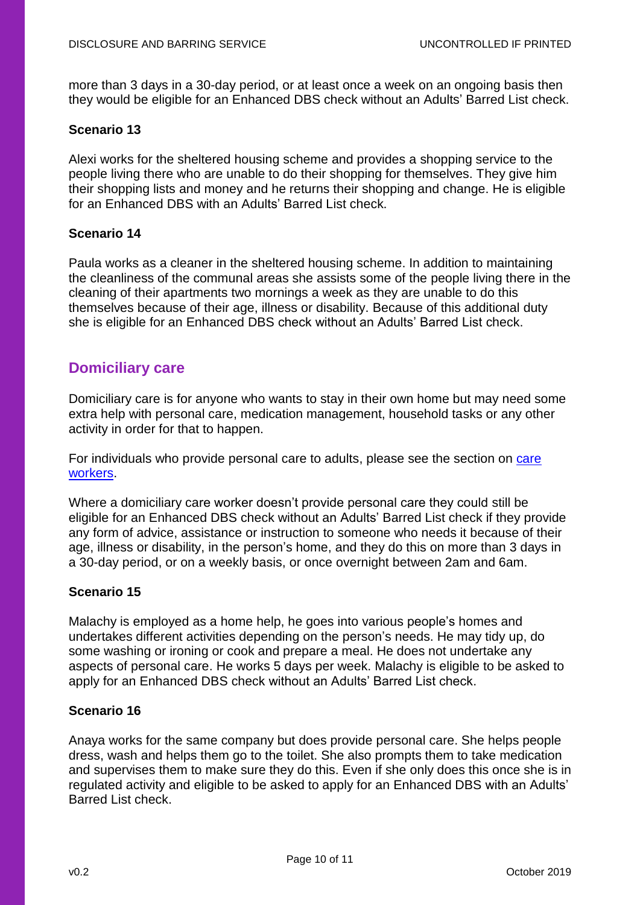more than 3 days in a 30-day period, or at least once a week on an ongoing basis then they would be eligible for an Enhanced DBS check without an Adults' Barred List check.

### Scenario 13

Alexi works for the sheltered housing scheme and provides a shopping service to the people living there who are unable to do their shopping for themselves. They give him their shopping lists and money and he returns their shopping and change. He is eligible for an Enhanced DBS with an Adults' Barred List check.

### Scenario 14

Paula works as a cleaner in the sheltered housing scheme. In addition to maintaining the cleanliness of the communal areas she assists some of the people living there in the cleaning of their apartments two mornings a week as they are unable to do this themselves because of their age, illness or disability. Because of this additional duty she is eligible for an Enhanced DBS check without an Adults' Barred List check.

## Domiciliary care

Domiciliary care is for anyone who wants to stay in their own home but may need some extra help with personal care, medication management, household tasks or any other activity in order for that to happen.

For individuals who provide personal care to adults, please see the section on [care workers](#).

Where a domiciliary care worker doesn't provide personal care they could still be eligible for an Enhanced DBS check without an Adults' Barred List check if they provide any form of advice, assistance or instruction to someone who needs it because of their age, illness or disability, in the person's home, and they do this on more than 3 days in a 30-day period, or on a weekly basis, or once overnight between 2am and 6am.

### Scenario 15

Malachy is employed as a home help, he goes into various people's homes and undertakes different activities depending on the person's needs. He may tidy up, do some washing or ironing or cook and prepare a meal. He does not undertake any aspects of personal care. He works 5 days per week. Malachy is eligible to be asked to apply for an Enhanced DBS check without an Adults' Barred List check.

### Scenario 16

Anaya works for the same company but does provide personal care. She helps people dress, wash and helps them go to the toilet. She also prompts them to take medication and supervises them to make sure they do this. Even if she only does this once she is in regulated activity and eligible to be asked to apply for an Enhanced DBS with an Adults' Barred List check.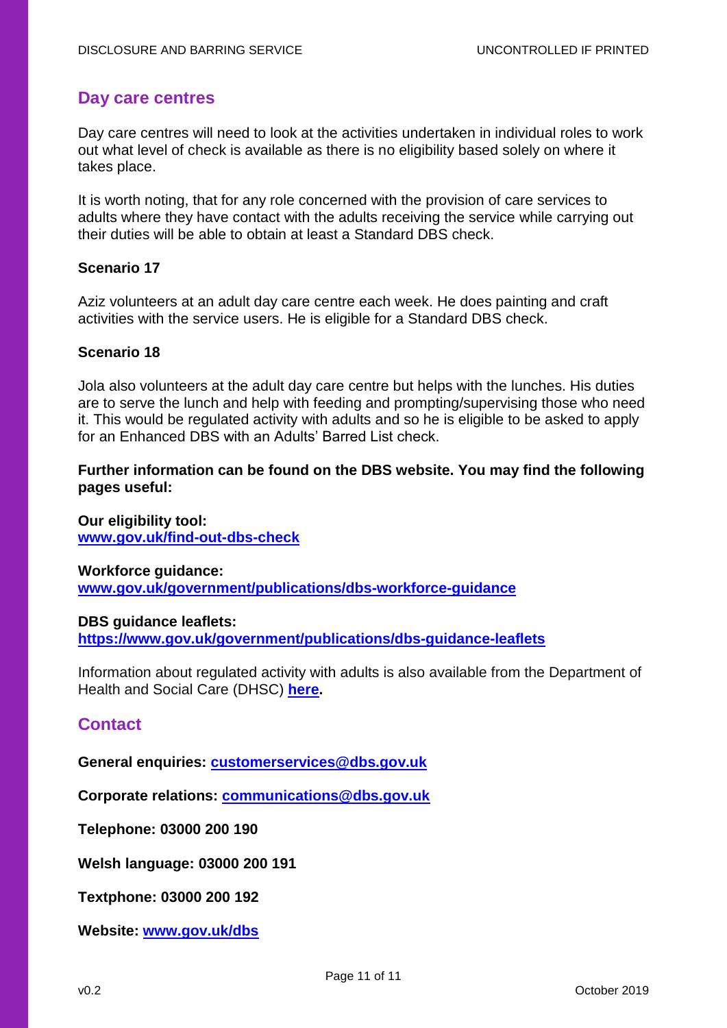## Day care centres

Day care centres will need to look at the activities undertaken in individual roles to work out what level of check is available as there is no eligibility based solely on where it takes place.

It is worth noting, that for any role concerned with the provision of care services to adults where they have contact with the adults receiving the service while carrying out their duties will be able to obtain at least a Standard DBS check.

**Scenario 17**

Aziz volunteers at an adult day care centre each week. He does painting and craft activities with the service users. He is eligible for a Standard DBS check.

**Scenario 18**

Jola also volunteers at the adult day care centre but helps with the lunches. His duties are to serve the lunch and help with feeding and prompting/supervising those who need it. This would be regulated activity with adults and so he is eligible to be asked to apply for an Enhanced DBS with an Adults' Barred List check.

**Further information can be found on the DBS website. You may find the following pages useful:**

**Our eligibility tool:**
**[www.gov.uk/find-out-dbs-check](www.gov.uk/find-out-dbs-check)**

**Workforce guidance:**
**[www.gov.uk/government/publications/dbs-workforce-guidance](www.gov.uk/government/publications/dbs-workforce-guidance)**

**DBS guidance leaflets:**
**[https://www.gov.uk/government/publications/dbs-guidance-leaflets](https://www.gov.uk/government/publications/dbs-guidance-leaflets)**

Information about regulated activity with adults is also available from the Department of Health and Social Care (DHSC) **here.**

## Contact

**General enquiries: customerservices@dbs.gov.uk**

**Corporate relations: communications@dbs.gov.uk**

**Telephone: 03000 200 190**

**Welsh language: 03000 200 191**

**Textphone: 03000 200 192**

**Website: [www.gov.uk/dbs](www.gov.uk/dbs)**